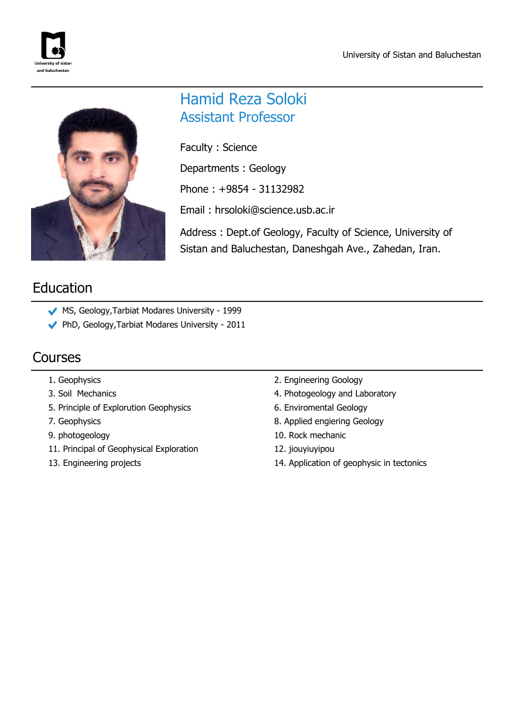# Hamid Reza Soloki
## Assistant Professor

Faculty : Science

Departments : Geology

Phone : +9854 - 31132982

Email : hrsoloki@science.usb.ac.ir

Address : Dept.of Geology, Faculty of Science, University of Sistan and Baluchestan, Daneshgah Ave., Zahedan, Iran.

## Education

- MS, Geology,Tarbiat Modares University - 1999
- PhD, Geology,Tarbiat Modares University - 2011

## Courses

1. Geophysics
2. Engineering Goology
3. Soil Mechanics
4. Photogeology and Laboratory
5. Principle of Explorution Geophysics
6. Enviromental Geology
7. Geophysics
8. Applied engiering Geology
9. photogeology
10. Rock mechanic
11. Principal of Geophysical Exploration
12. jiouyiuyipou
13. Engineering projects
14. Application of geophysic in tectonics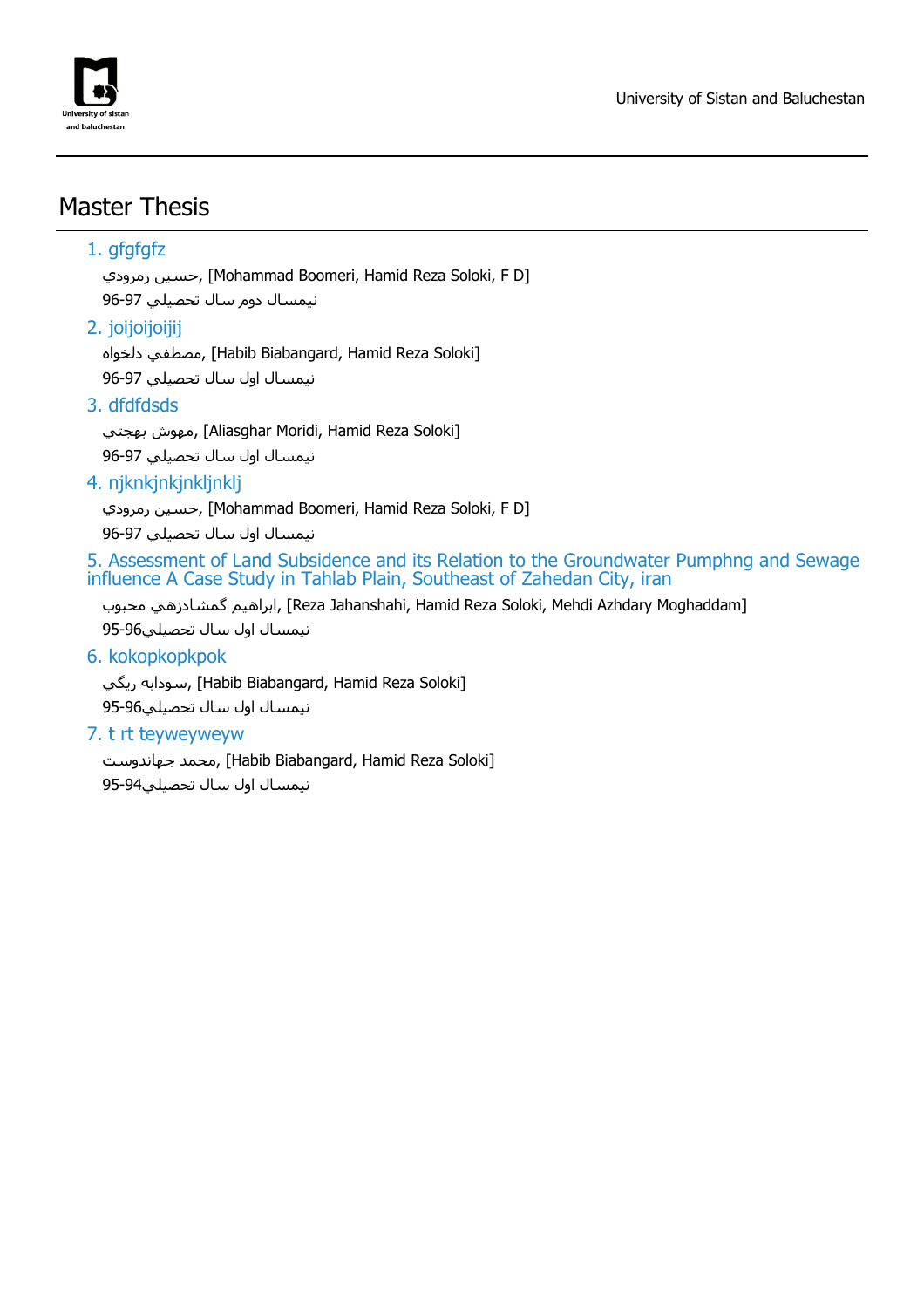## Master Thesis

1. gfgfgfz

   حسين رمرودي, [Mohammad Boomeri, Hamid Reza Soloki, F D]

   نيمسال دوم سال تحصيلي 97-96

2. joijoijoijij

   مصطفي دلخواه, [Habib Biabangard, Hamid Reza Soloki]

   نيمسال اول سال تحصيلي 97-96

3. dfdfdsds

   مهوش بهجتي, [Aliasghar Moridi, Hamid Reza Soloki]

   نيمسال اول سال تحصيلي 97-96

4. njknkjnkjnkljnklj

   حسين رمرودي, [Mohammad Boomeri, Hamid Reza Soloki, F D]

   نيمسال اول سال تحصيلي 97-96

5. Assessment of Land Subsidence and its Relation to the Groundwater Pumphng and Sewage influence A Case Study in Tahlab Plain, Southeast of Zahedan City, iran

   ابراهيم گمشادزهي محبوب, [Reza Jahanshahi, Hamid Reza Soloki, Mehdi Azhdary Moghaddam]

   نيمسال اول سال تحصيلي96-95

6. kokopkopkpok

   سودابه ريگي, [Habib Biabangard, Hamid Reza Soloki]

   نيمسال اول سال تحصيلي96-95

7. t rt teyweyweyw

   محمد جهاندوست, [Habib Biabangard, Hamid Reza Soloki]

   نيمسال اول سال تحصيلي95-94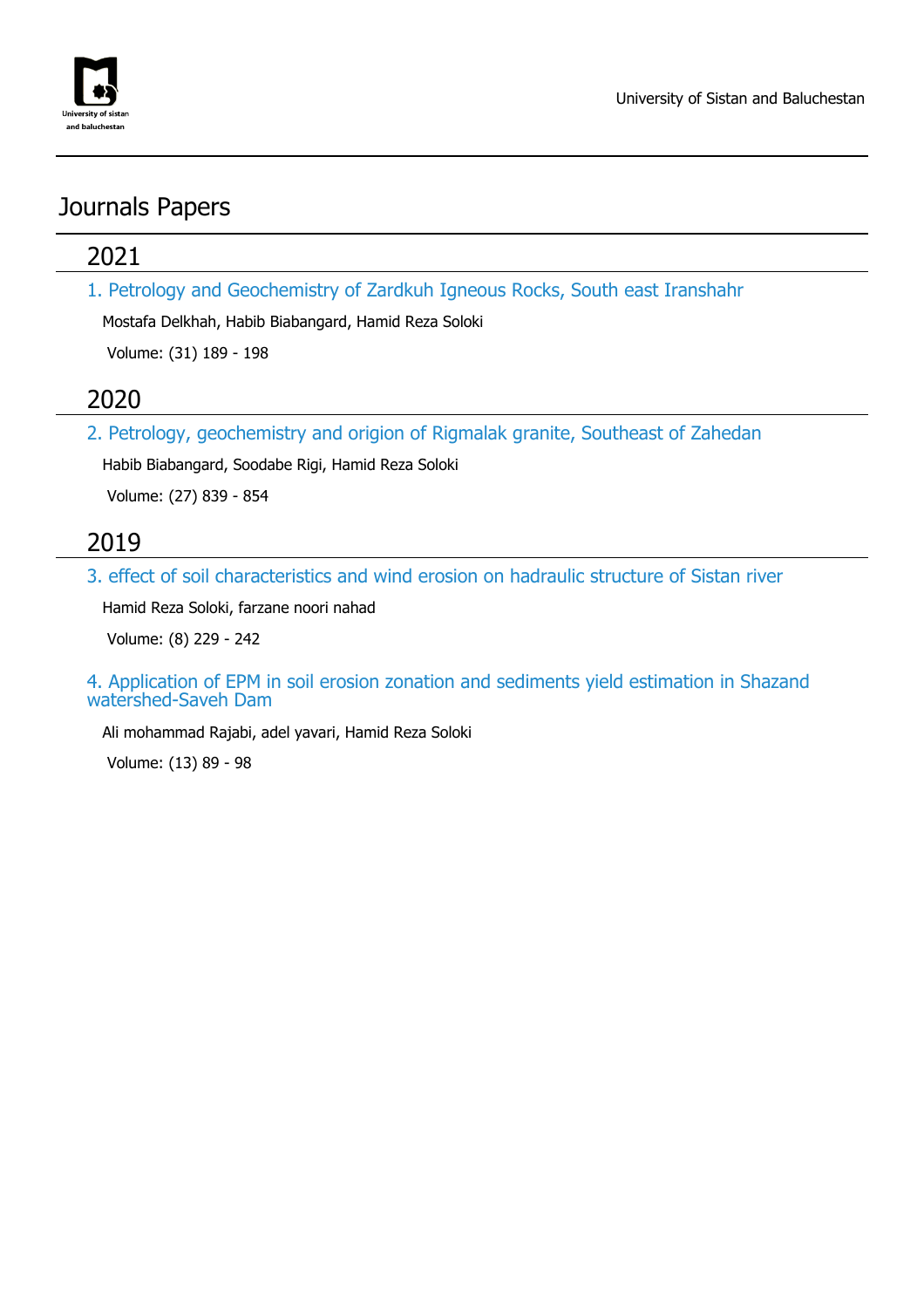# Journals Papers

## 2021

### 1. Petrology and Geochemistry of Zardkuh Igneous Rocks, South east Iranshahr

Mostafa Delkhah, Habib Biabangard, Hamid Reza Soloki

Volume: (31) 189 - 198

## 2020

### 2. Petrology, geochemistry and origion of Rigmalak granite, Southeast of Zahedan

Habib Biabangard, Soodabe Rigi, Hamid Reza Soloki

Volume: (27) 839 - 854

## 2019

### 3. effect of soil characteristics and wind erosion on hadraulic structure of Sistan river

Hamid Reza Soloki, farzane noori nahad

Volume: (8) 229 - 242

### 4. Application of EPM in soil erosion zonation and sediments yield estimation in Shazand watershed-Saveh Dam

Ali mohammad Rajabi, adel yavari, Hamid Reza Soloki

Volume: (13) 89 - 98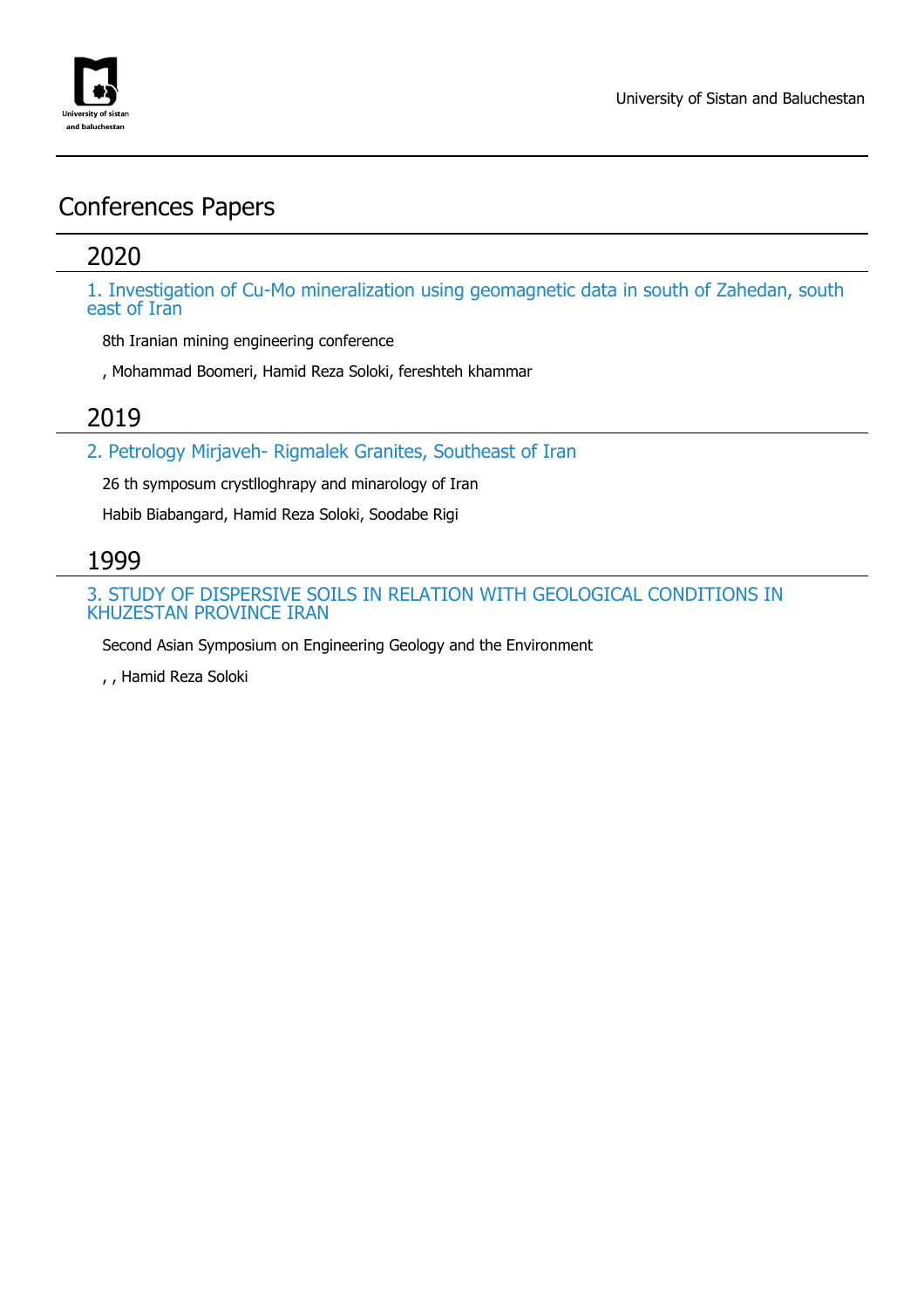# Conferences Papers

## 2020

### 1. Investigation of Cu-Mo mineralization using geomagnetic data in south of Zahedan, south east of Iran

8th Iranian mining engineering conference

, Mohammad Boomeri, Hamid Reza Soloki, fereshteh khammar

## 2019

### 2. Petrology Mirjaveh- Rigmalek Granites, Southeast of Iran

26 th symposum crystlloghrapy and minarology of Iran

Habib Biabangard, Hamid Reza Soloki, Soodabe Rigi

## 1999

### 3. STUDY OF DISPERSIVE SOILS IN RELATION WITH GEOLOGICAL CONDITIONS IN KHUZESTAN PROVINCE IRAN

Second Asian Symposium on Engineering Geology and the Environment

, , Hamid Reza Soloki